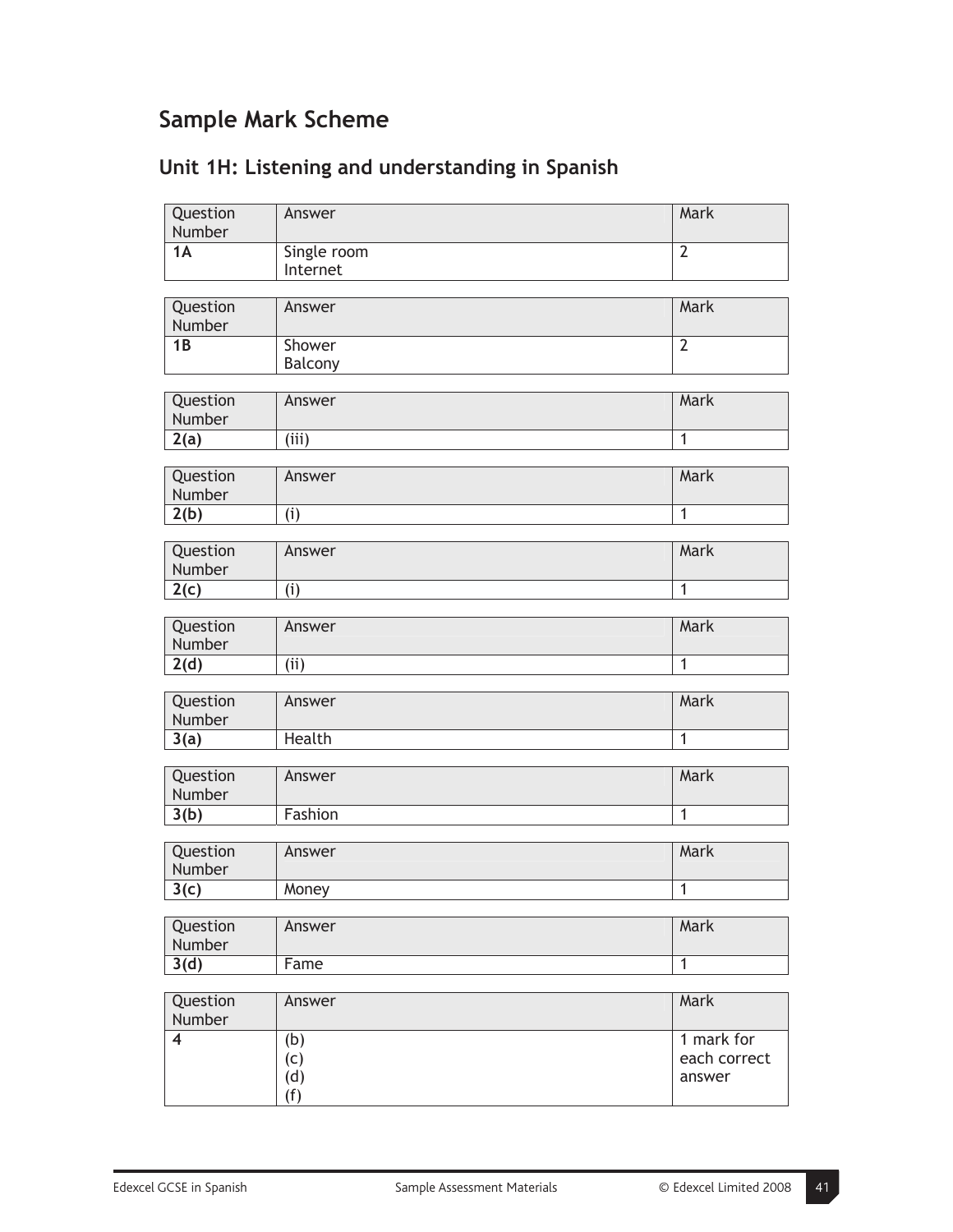# Sample Mark Scheme

## Unit 1H: Listening and understanding in Spanish

| Question Number | Answer | Mark |
|---|---|---|
| **1A** | Single room<br>Internet | 2 |

| Question Number | Answer | Mark |
|---|---|---|
| **1B** | Shower<br>Balcony | 2 |

| Question Number | Answer | Mark |
|---|---|---|
| **2(a)** | (iii) | 1 |

| Question Number | Answer | Mark |
|---|---|---|
| **2(b)** | (i) | 1 |

| Question Number | Answer | Mark |
|---|---|---|
| **2(c)** | (i) | 1 |

| Question Number | Answer | Mark |
|---|---|---|
| **2(d)** | (ii) | 1 |

| Question Number | Answer | Mark |
|---|---|---|
| **3(a)** | Health | 1 |

| Question Number | Answer | Mark |
|---|---|---|
| **3(b)** | Fashion | 1 |

| Question Number | Answer | Mark |
|---|---|---|
| **3(c)** | Money | 1 |

| Question Number | Answer | Mark |
|---|---|---|
| **3(d)** | Fame | 1 |

| Question Number | Answer | Mark |
|---|---|---|
| **4** | (b)<br>(c)<br>(d)<br>(f) | 1 mark for each correct answer |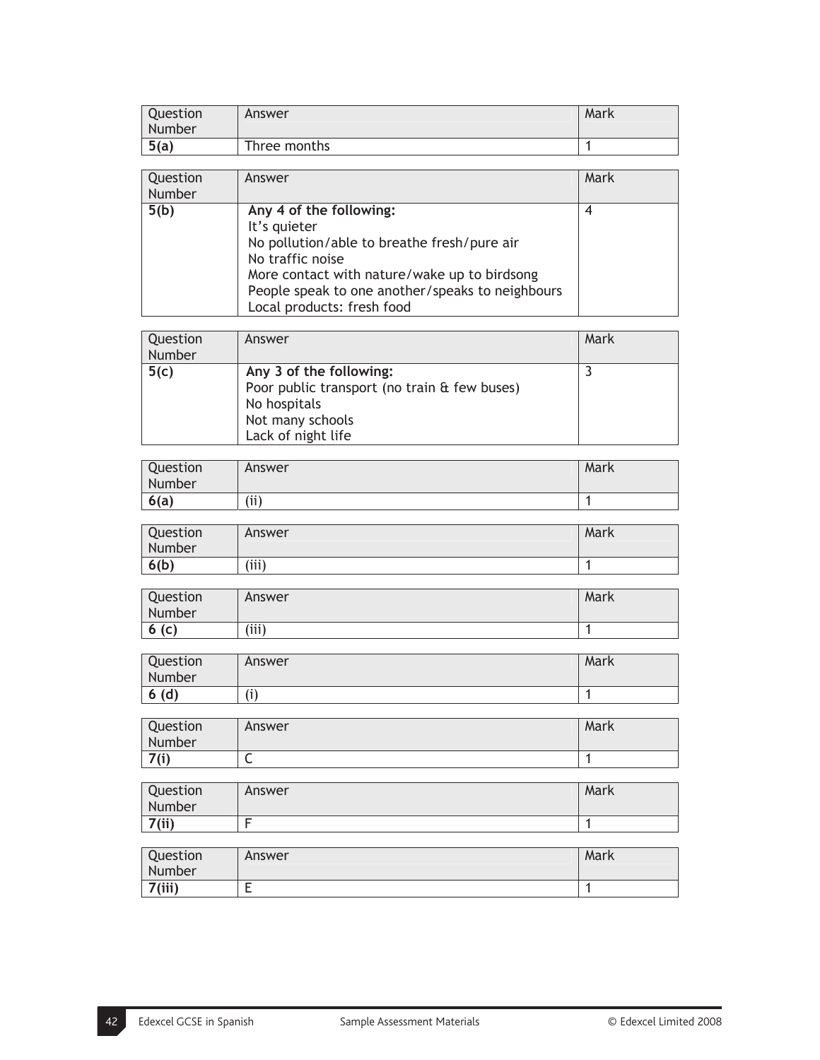| Question Number | Answer | Mark |
|---|---|---|
| **5(a)** | Three months | 1 |

| Question Number | Answer | Mark |
|---|---|---|
| **5(b)** | **Any 4 of the following:**<br>It's quieter<br>No pollution/able to breathe fresh/pure air<br>No traffic noise<br>More contact with nature/wake up to birdsong<br>People speak to one another/speaks to neighbours<br>Local products: fresh food | 4 |

| Question Number | Answer | Mark |
|---|---|---|
| **5(c)** | **Any 3 of the following:**<br>Poor public transport (no train & few buses)<br>No hospitals<br>Not many schools<br>Lack of night life | 3 |

| Question Number | Answer | Mark |
|---|---|---|
| **6(a)** | (ii) | 1 |

| Question Number | Answer | Mark |
|---|---|---|
| **6(b)** | (iii) | 1 |

| Question Number | Answer | Mark |
|---|---|---|
| **6 (c)** | (iii) | 1 |

| Question Number | Answer | Mark |
|---|---|---|
| **6 (d)** | (i) | 1 |

| Question Number | Answer | Mark |
|---|---|---|
| **7(i)** | C | 1 |

| Question Number | Answer | Mark |
|---|---|---|
| **7(ii)** | F | 1 |

| Question Number | Answer | Mark |
|---|---|---|
| **7(iii)** | E | 1 |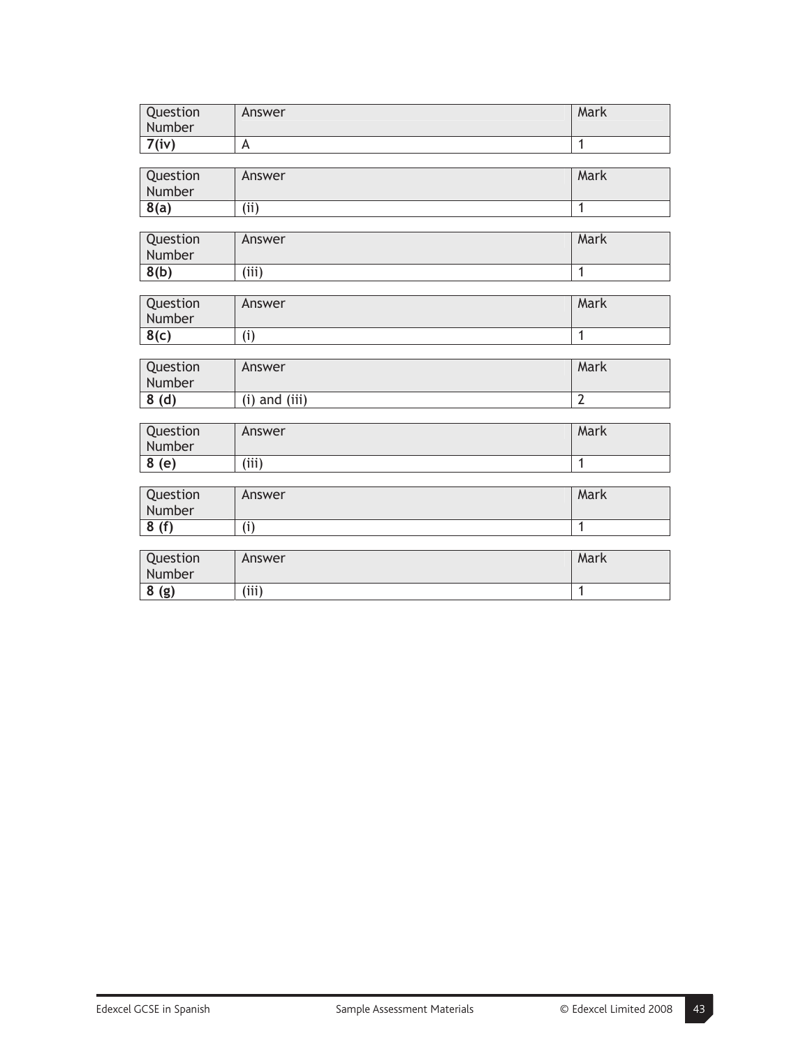| Question Number | Answer | Mark |
|---|---|---|
| **7(iv)** | A | 1 |

| Question Number | Answer | Mark |
|---|---|---|
| **8(a)** | (ii) | 1 |

| Question Number | Answer | Mark |
|---|---|---|
| **8(b)** | (iii) | 1 |

| Question Number | Answer | Mark |
|---|---|---|
| **8(c)** | (i) | 1 |

| Question Number | Answer | Mark |
|---|---|---|
| **8 (d)** | (i) and (iii) | 2 |

| Question Number | Answer | Mark |
|---|---|---|
| **8 (e)** | (iii) | 1 |

| Question Number | Answer | Mark |
|---|---|---|
| **8 (f)** | (i) | 1 |

| Question Number | Answer | Mark |
|---|---|---|
| **8 (g)** | (iii) | 1 |